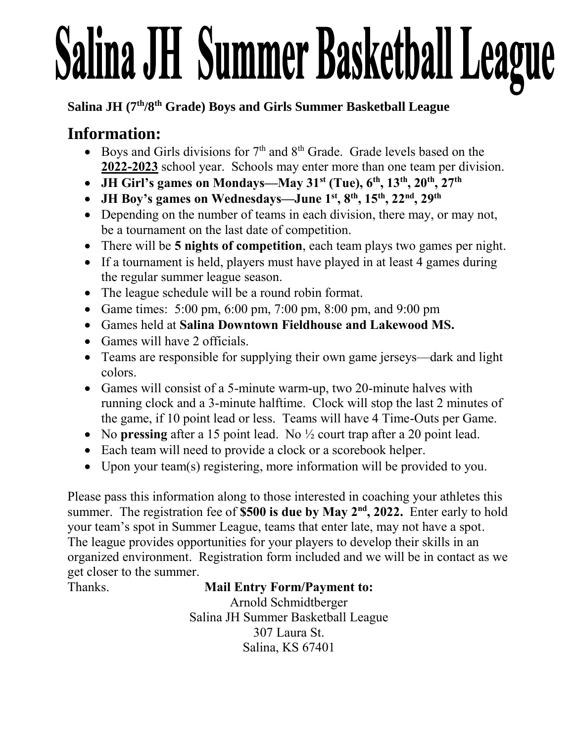# Salina JH Summer Basketball League

**Salina JH (7th/8th Grade) Boys and Girls Summer Basketball League**

## Information:

- Boys and Girls divisions for 7th and 8th Grade. Grade levels based on the **2022-2023** school year. Schools may enter more than one team per division.
- **JH Girl's games on Mondays—May 31st (Tue), 6th, 13th, 20th, 27th**
- **JH Boy's games on Wednesdays—June 1st, 8th, 15th, 22nd, 29th**
- Depending on the number of teams in each division, there may, or may not, be a tournament on the last date of competition.
- There will be **5 nights of competition**, each team plays two games per night.
- If a tournament is held, players must have played in at least 4 games during the regular summer league season.
- The league schedule will be a round robin format.
- Game times: 5:00 pm, 6:00 pm, 7:00 pm, 8:00 pm, and 9:00 pm
- Games held at **Salina Downtown Fieldhouse and Lakewood MS.**
- Games will have 2 officials.
- Teams are responsible for supplying their own game jerseys—dark and light colors.
- Games will consist of a 5-minute warm-up, two 20-minute halves with running clock and a 3-minute halftime. Clock will stop the last 2 minutes of the game, if 10 point lead or less. Teams will have 4 Time-Outs per Game.
- No **pressing** after a 15 point lead. No ½ court trap after a 20 point lead.
- Each team will need to provide a clock or a scorebook helper.
- Upon your team(s) registering, more information will be provided to you.

Please pass this information along to those interested in coaching your athletes this summer. The registration fee of **$500 is due by May 2nd, 2022.** Enter early to hold your team's spot in Summer League, teams that enter late, may not have a spot. The league provides opportunities for your players to develop their skills in an organized environment. Registration form included and we will be in contact as we get closer to the summer.

Thanks.

**Mail Entry Form/Payment to:**

Arnold Schmidtberger
Salina JH Summer Basketball League
307 Laura St.
Salina, KS 67401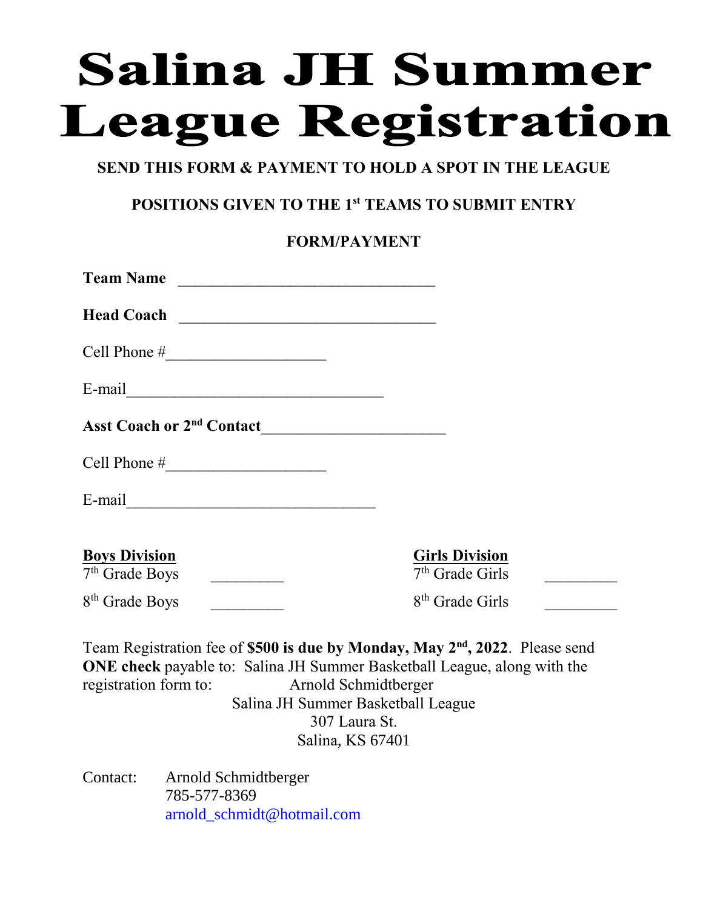# Salina JH Summer League Registration

**SEND THIS FORM & PAYMENT TO HOLD A SPOT IN THE LEAGUE**

**POSITIONS GIVEN TO THE 1st TEAMS TO SUBMIT ENTRY FORM/PAYMENT**

**Team Name** _______________________________

**Head Coach** _______________________________

Cell Phone #___________________

E-mail_______________________________

**Asst Coach or 2nd Contact**______________________

Cell Phone #___________________

E-mail______________________________

| **Boys Division** | | **Girls Division** | |
|---|---|---|---|
| 7th Grade Boys | _________ | 7th Grade Girls | _________ |
| 8th Grade Boys | _________ | 8th Grade Girls | _________ |

Team Registration fee of **$500 is due by Monday, May 2nd, 2022**. Please send **ONE check** payable to: Salina JH Summer Basketball League, along with the registration form to:

Arnold Schmidtberger
Salina JH Summer Basketball League
307 Laura St.
Salina, KS 67401

Contact: Arnold Schmidtberger
785-577-8369
arnold_schmidt@hotmail.com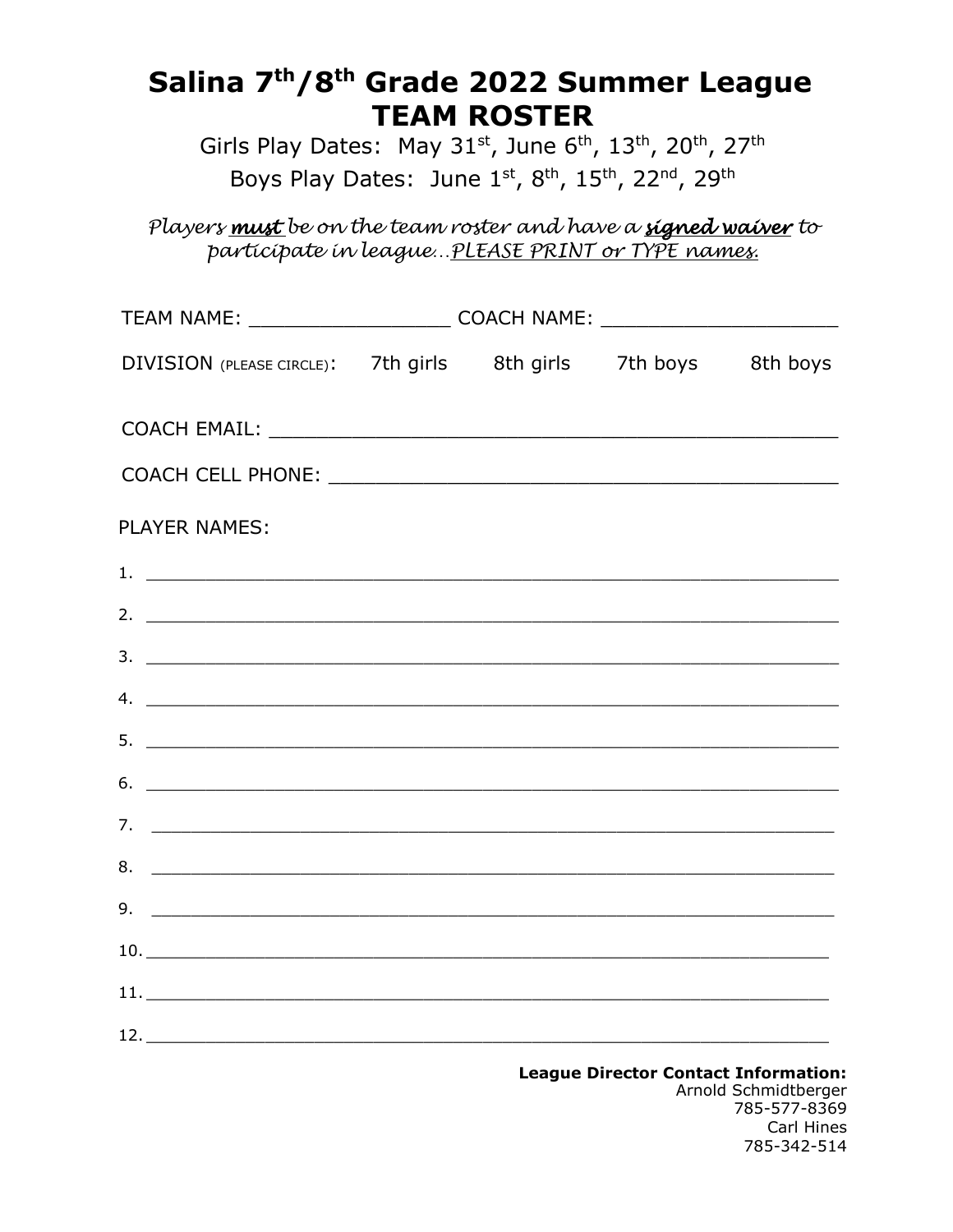# Salina 7th/8th Grade 2022 Summer League TEAM ROSTER

Girls Play Dates: May 31st, June 6th, 13th, 20th, 27th

Boys Play Dates: June 1st, 8th, 15th, 22nd, 29th

*Players **must** be on the team roster and have a **signed waiver** to participate in league…PLEASE PRINT or TYPE names.*

TEAM NAME: _________________ COACH NAME: ____________________

DIVISION (PLEASE CIRCLE): 7th girls 8th girls 7th boys 8th boys

COACH EMAIL: _________________________________________________

COACH CELL PHONE: ____________________________________________

PLAYER NAMES:

1. ____________________________________________________________
2. ____________________________________________________________
3. ____________________________________________________________
4. ____________________________________________________________
5. ____________________________________________________________
6. ____________________________________________________________
7. ____________________________________________________________
8. ____________________________________________________________
9. ____________________________________________________________
10. ___________________________________________________________
11. ___________________________________________________________
12. ___________________________________________________________

**League Director Contact Information:**

Arnold Schmidtberger

785-577-8369

Carl Hines

785-342-514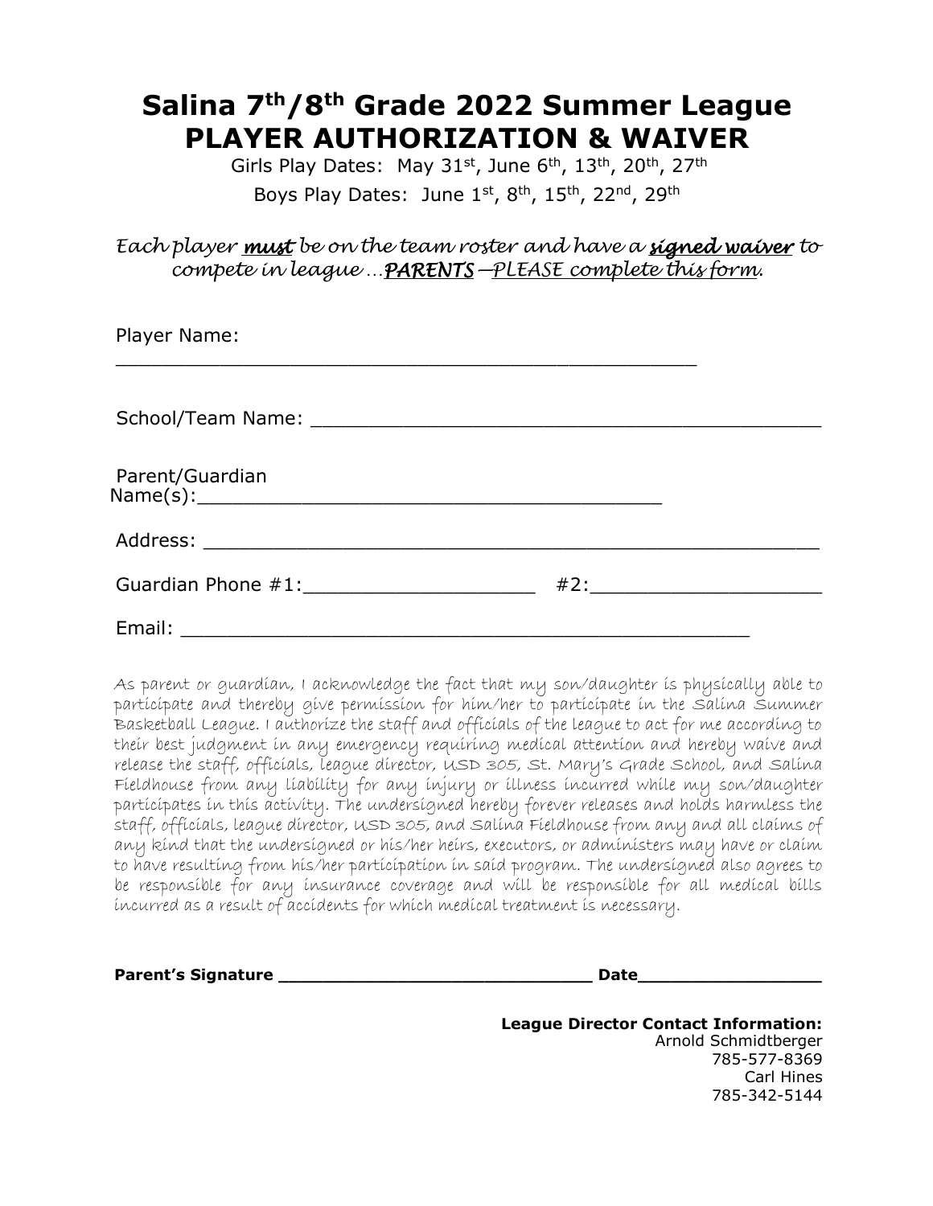# Salina 7th/8th Grade 2022 Summer League
# PLAYER AUTHORIZATION & WAIVER

Girls Play Dates: May 31st, June 6th, 13th, 20th, 27th

Boys Play Dates: June 1st, 8th, 15th, 22nd, 29th

*Each player **must** be on the team roster and have a **signed waiver** to compete in league …**PARENTS**—PLEASE complete this form.*

Player Name: ______________________________________________

School/Team Name: ________________________________________

Parent/Guardian Name(s):____________________________________

Address: _________________________________________________

Guardian Phone #1:____________________ #2:____________________

Email: ___________________________________________________

As parent or guardian, I acknowledge the fact that my son/daughter is physically able to participate and thereby give permission for him/her to participate in the Salina Summer Basketball League. I authorize the staff and officials of the league to act for me according to their best judgment in any emergency requiring medical attention and hereby waive and release the staff, officials, league director, USD 305, St. Mary's Grade School, and Salina Fieldhouse from any liability for any injury or illness incurred while my son/daughter participates in this activity. The undersigned hereby forever releases and holds harmless the staff, officials, league director, USD 305, and Salina Fieldhouse from any and all claims of any kind that the undersigned or his/her heirs, executors, or administers may have or claim to have resulting from his/her participation in said program. The undersigned also agrees to be responsible for any insurance coverage and will be responsible for all medical bills incurred as a result of accidents for which medical treatment is necessary.

**Parent's Signature ______________________________ Date_________________**

**League Director Contact Information:**
Arnold Schmidtberger
785-577-8369
Carl Hines
785-342-5144